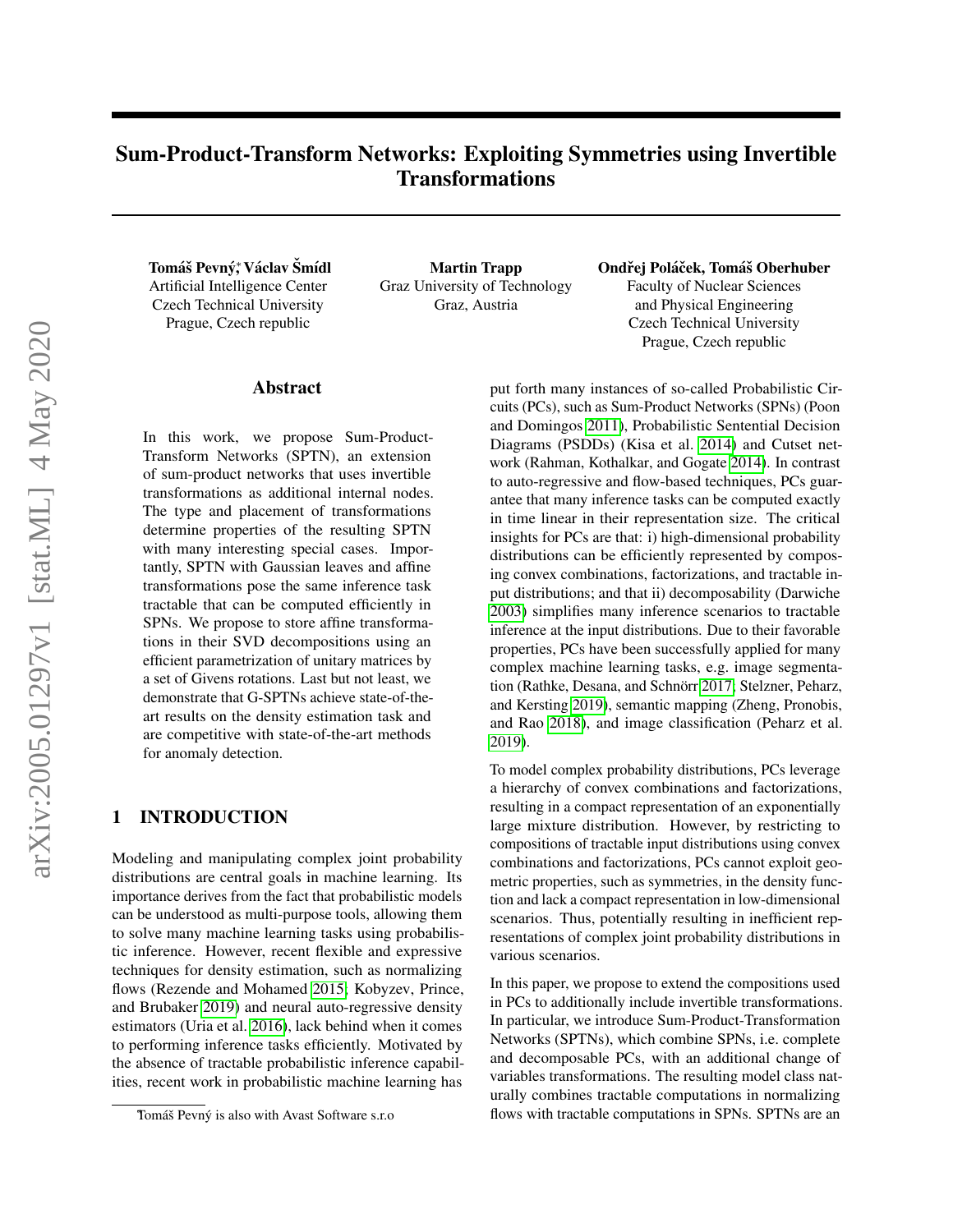# Sum-Product-Transform Networks: Exploiting Symmetries using Invertible Transformations

**Tomáš Pevný,*[1] Václav Šmídl**
Artificial Intelligence Center
Czech Technical University
Prague, Czech republic

**Martin Trapp**
Graz University of Technology
Graz, Austria

**Ondřej Poláček, Tomáš Oberhuber**
Faculty of Nuclear Sciences
and Physical Engineering
Czech Technical University
Prague, Czech republic

## Abstract

In this work, we propose Sum-Product-Transform Networks (SPTN), an extension of sum-product networks that uses invertible transformations as additional internal nodes. The type and placement of transformations determine properties of the resulting SPTN with many interesting special cases. Importantly, SPTN with Gaussian leaves and affine transformations pose the same inference task tractable that can be computed efficiently in SPNs. We propose to store affine transformations in their SVD decompositions using an efficient parametrization of unitary matrices by a set of Givens rotations. Last but not least, we demonstrate that G-SPTNs achieve state-of-the-art results on the density estimation task and are competitive with state-of-the-art methods for anomaly detection.

## 1 INTRODUCTION

Modeling and manipulating complex joint probability distributions are central goals in machine learning. Its importance derives from the fact that probabilistic models can be understood as multi-purpose tools, allowing them to solve many machine learning tasks using probabilistic inference. However, recent flexible and expressive techniques for density estimation, such as normalizing flows (Rezende and Mohamed 2015; Kobyzev, Prince, and Brubaker 2019) and neural auto-regressive density estimators (Uria et al. 2016), lack behind when it comes to performing inference tasks efficiently. Motivated by the absence of tractable probabilistic inference capabilities, recent work in probabilistic machine learning has put forth many instances of so-called Probabilistic Circuits (PCs), such as Sum-Product Networks (SPNs) (Poon and Domingos 2011), Probabilistic Sentential Decision Diagrams (PSDDs) (Kisa et al. 2014) and Cutset network (Rahman, Kothalkar, and Gogate 2014). In contrast to auto-regressive and flow-based techniques, PCs guarantee that many inference tasks can be computed exactly in time linear in their representation size. The critical insights for PCs are that: i) high-dimensional probability distributions can be efficiently represented by composing convex combinations, factorizations, and tractable input distributions; and that ii) decomposability (Darwiche 2003) simplifies many inference scenarios to tractable inference at the input distributions. Due to their favorable properties, PCs have been successfully applied for many complex machine learning tasks, e.g. image segmentation (Rathke, Desana, and Schnörr 2017; Stelzner, Peharz, and Kersting 2019), semantic mapping (Zheng, Pronobis, and Rao 2018), and image classification (Peharz et al. 2019).

To model complex probability distributions, PCs leverage a hierarchy of convex combinations and factorizations, resulting in a compact representation of an exponentially large mixture distribution. However, by restricting to compositions of tractable input distributions using convex combinations and factorizations, PCs cannot exploit geometric properties, such as symmetries, in the density function and lack a compact representation in low-dimensional scenarios. Thus, potentially resulting in inefficient representations of complex joint probability distributions in various scenarios.

In this paper, we propose to extend the compositions used in PCs to additionally include invertible transformations. In particular, we introduce Sum-Product-Transformation Networks (SPTNs), which combine SPNs, i.e. complete and decomposable PCs, with an additional change of variables transformations. The resulting model class naturally combines tractable computations in normalizing flows with tractable computations in SPNs. SPTNs are an

[1] Tomáš Pevný is also with Avast Software s.r.o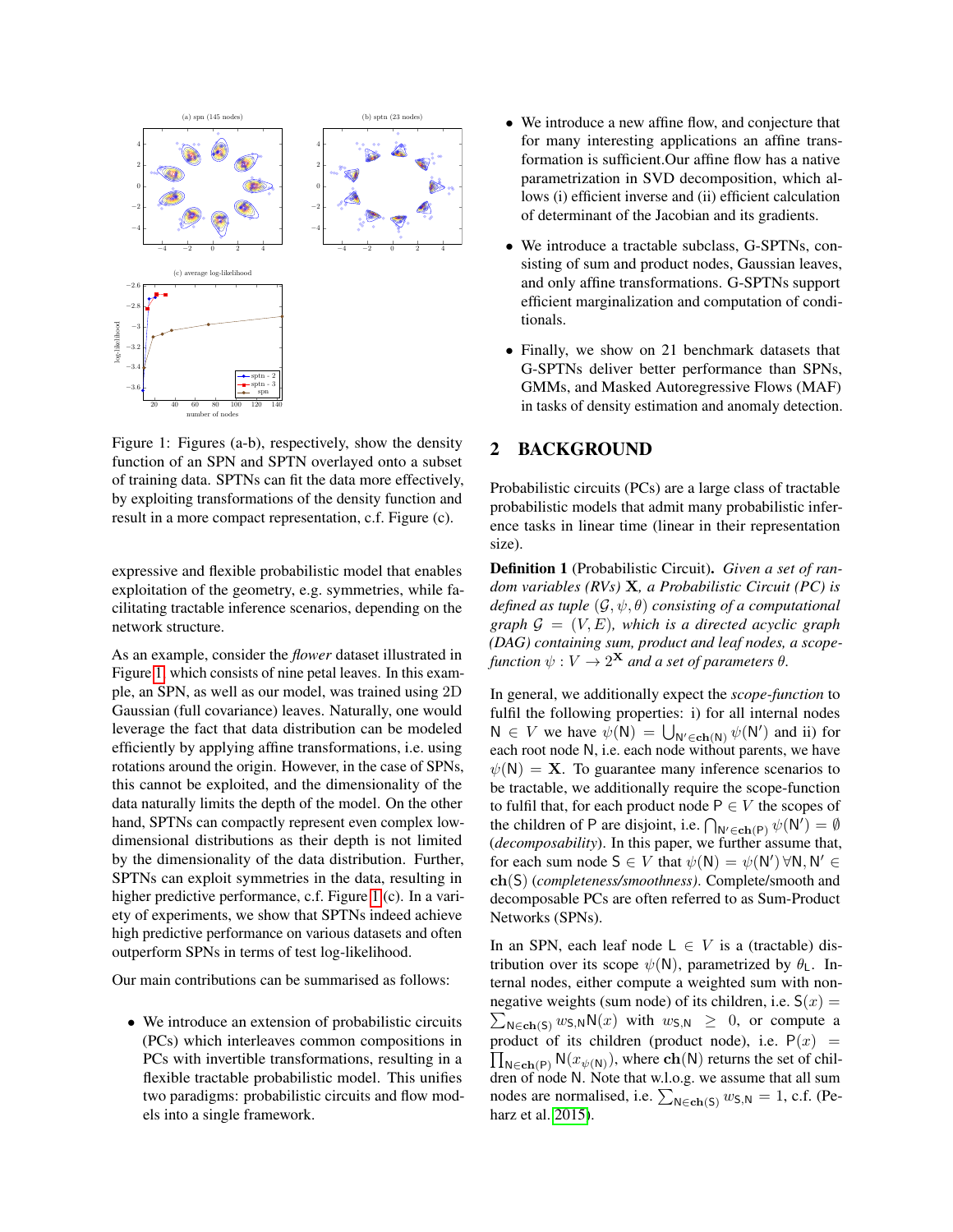Figure 1: Figures (a-b), respectively, show the density function of an SPN and SPTN overlayed onto a subset of training data. SPTNs can fit the data more effectively, by exploiting transformations of the density function and result in a more compact representation, c.f. Figure (c).

expressive and flexible probabilistic model that enables exploitation of the geometry, e.g. symmetries, while facilitating tractable inference scenarios, depending on the network structure.

As an example, consider the *flower* dataset illustrated in Figure 1, which consists of nine petal leaves. In this example, an SPN, as well as our model, was trained using 2D Gaussian (full covariance) leaves. Naturally, one would leverage the fact that data distribution can be modeled efficiently by applying affine transformations, i.e. using rotations around the origin. However, in the case of SPNs, this cannot be exploited, and the dimensionality of the data naturally limits the depth of the model. On the other hand, SPTNs can compactly represent even complex low-dimensional distributions as their depth is not limited by the dimensionality of the data distribution. Further, SPTNs can exploit symmetries in the data, resulting in higher predictive performance, c.f. Figure 1 (c). In a variety of experiments, we show that SPTNs indeed achieve high predictive performance on various datasets and often outperform SPNs in terms of test log-likelihood.

Our main contributions can be summarised as follows:

- We introduce an extension of probabilistic circuits (PCs) which interleaves common compositions in PCs with invertible transformations, resulting in a flexible tractable probabilistic model. This unifies two paradigms: probabilistic circuits and flow models into a single framework.
- We introduce a new affine flow, and conjecture that for many interesting applications an affine transformation is sufficient.Our affine flow has a native parametrization in SVD decomposition, which allows (i) efficient inverse and (ii) efficient calculation of determinant of the Jacobian and its gradients.
- We introduce a tractable subclass, G-SPTNs, consisting of sum and product nodes, Gaussian leaves, and only affine transformations. G-SPTNs support efficient marginalization and computation of conditionals.
- Finally, we show on 21 benchmark datasets that G-SPTNs deliver better performance than SPNs, GMMs, and Masked Autoregressive Flows (MAF) in tasks of density estimation and anomaly detection.

## 2 BACKGROUND

Probabilistic circuits (PCs) are a large class of tractable probabilistic models that admit many probabilistic inference tasks in linear time (linear in their representation size).

**Definition 1** (Probabilistic Circuit)**.** *Given a set of random variables (RVs) $\mathbf{X}$, a Probabilistic Circuit (PC) is defined as tuple $(\mathcal{G}, \psi, \theta)$ consisting of a computational graph $\mathcal{G} = (V, E)$, which is a directed acyclic graph (DAG) containing sum, product and leaf nodes, a scope-function $\psi : V \to 2^{\mathbf{X}}$ and a set of parameters $\theta$.*

In general, we additionally expect the *scope-function* to fulfil the following properties: i) for all internal nodes $\mathsf{N} \in V$ we have $\psi(\mathsf{N}) = \bigcup_{\mathsf{N}' \in \mathbf{ch}(\mathsf{N})} \psi(\mathsf{N}')$ and ii) for each root node $\mathsf{N}$, i.e. each node without parents, we have $\psi(\mathsf{N}) = \mathbf{X}$. To guarantee many inference scenarios to be tractable, we additionally require the scope-function to fulfil that, for each product node $\mathsf{P} \in V$ the scopes of the children of $\mathsf{P}$ are disjoint, i.e. $\bigcap_{\mathsf{N}' \in \mathbf{ch}(\mathsf{P})} \psi(\mathsf{N}') = \emptyset$ (*decomposability*). In this paper, we further assume that, for each sum node $\mathsf{S} \in V$ that $\psi(\mathsf{N}) = \psi(\mathsf{N}') \, \forall \mathsf{N}, \mathsf{N}' \in \mathbf{ch}(\mathsf{S})$ (*completeness/smoothness*). Complete/smooth and decomposable PCs are often referred to as Sum-Product Networks (SPNs).

In an SPN, each leaf node $\mathsf{L} \in V$ is a (tractable) distribution over its scope $\psi(\mathsf{N})$, parametrized by $\theta_{\mathsf{L}}$. Internal nodes, either compute a weighted sum with non-negative weights (sum node) of its children, i.e. $\mathsf{S}(x) = \sum_{\mathsf{N} \in \mathbf{ch}(\mathsf{S})} w_{\mathsf{S},\mathsf{N}} \mathsf{N}(x)$ with $w_{\mathsf{S},\mathsf{N}} \geq 0$, or compute a product of its children (product node), i.e. $\mathsf{P}(x) = \prod_{\mathsf{N} \in \mathbf{ch}(\mathsf{P})} \mathsf{N}(x_{\psi(\mathsf{N})})$, where $\mathbf{ch}(\mathsf{N})$ returns the set of children of node $\mathsf{N}$. Note that w.l.o.g. we assume that all sum nodes are normalised, i.e. $\sum_{\mathsf{N} \in \mathbf{ch}(\mathsf{S})} w_{\mathsf{S},\mathsf{N}} = 1$, c.f. (Peharz et al. 2015).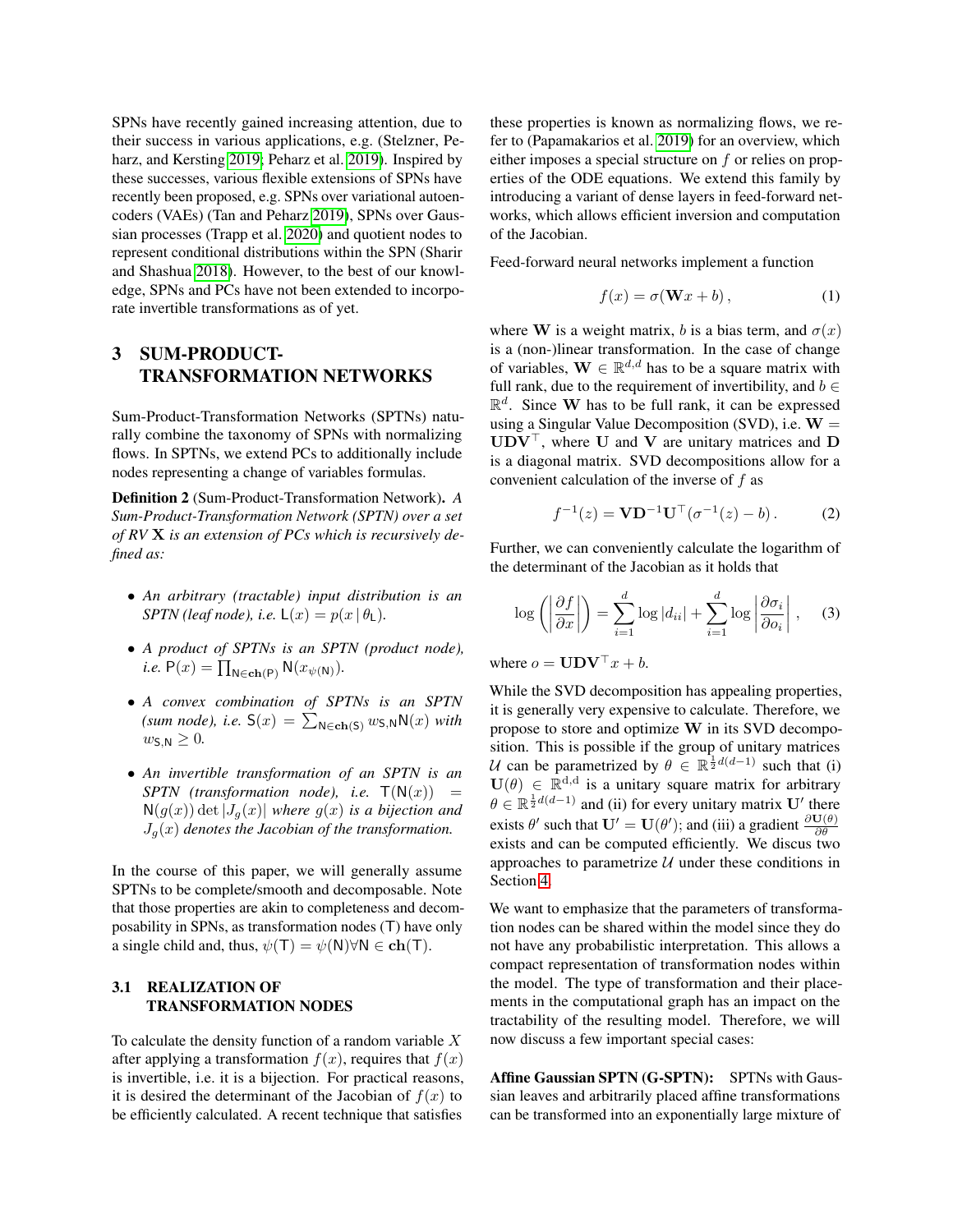SPNs have recently gained increasing attention, due to their success in various applications, e.g. (Stelzner, Peharz, and Kersting 2019; Peharz et al. 2019). Inspired by these successes, various flexible extensions of SPNs have recently been proposed, e.g. SPNs over variational autoencoders (VAEs) (Tan and Peharz 2019), SPNs over Gaussian processes (Trapp et al. 2020) and quotient nodes to represent conditional distributions within the SPN (Sharir and Shashua 2018). However, to the best of our knowledge, SPNs and PCs have not been extended to incorporate invertible transformations as of yet.

## 3 SUM-PRODUCT-TRANSFORMATION NETWORKS

Sum-Product-Transformation Networks (SPTNs) naturally combine the taxonomy of SPNs with normalizing flows. In SPTNs, we extend PCs to additionally include nodes representing a change of variables formulas.

**Definition 2** (Sum-Product-Transformation Network)**.** *A Sum-Product-Transformation Network (SPTN) over a set of RV $\mathbf{X}$ is an extension of PCs which is recursively defined as:*

- *An arbitrary (tractable) input distribution is an SPTN (leaf node), i.e.* $\mathsf{L}(x) = p(x \mid \theta_{\mathsf{L}})$.
- *A product of SPTNs is an SPTN (product node), i.e.* $\mathsf{P}(x) = \prod_{\mathsf{N} \in \mathbf{ch}(\mathsf{P})} \mathsf{N}(x_{\psi(\mathsf{N})})$.
- *A convex combination of SPTNs is an SPTN (sum node), i.e.* $\mathsf{S}(x) = \sum_{\mathsf{N} \in \mathbf{ch}(\mathsf{S})} w_{\mathsf{S},\mathsf{N}} \mathsf{N}(x)$ *with* $w_{\mathsf{S},\mathsf{N}} \geq 0$.
- *An invertible transformation of an SPTN is an SPTN (transformation node), i.e.* $\mathsf{T}(\mathsf{N}(x)) = \mathsf{N}(g(x)) \det |J_g(x)|$ *where $g(x)$ is a bijection and $J_g(x)$ denotes the Jacobian of the transformation.*

In the course of this paper, we will generally assume SPTNs to be complete/smooth and decomposable. Note that those properties are akin to completeness and decomposability in SPNs, as transformation nodes ($\mathsf{T}$) have only a single child and, thus, $\psi(\mathsf{T}) = \psi(\mathsf{N}) \forall \mathsf{N} \in \mathbf{ch}(\mathsf{T})$.

### 3.1 REALIZATION OF TRANSFORMATION NODES

To calculate the density function of a random variable $X$ after applying a transformation $f(x)$, requires that $f(x)$ is invertible, i.e. it is a bijection. For practical reasons, it is desired the determinant of the Jacobian of $f(x)$ to be efficiently calculated. A recent technique that satisfies these properties is known as normalizing flows, we refer to (Papamakarios et al. 2019) for an overview, which either imposes a special structure on $f$ or relies on properties of the ODE equations. We extend this family by introducing a variant of dense layers in feed-forward networks, which allows efficient inversion and computation of the Jacobian.

Feed-forward neural networks implement a function

$$f(x) = \sigma(\mathbf{W}x + b)\,, \tag{1}$$

where $\mathbf{W}$ is a weight matrix, $b$ is a bias term, and $\sigma(x)$ is a (non-)linear transformation. In the case of change of variables, $\mathbf{W} \in \mathbb{R}^{d,d}$ has to be a square matrix with full rank, due to the requirement of invertibility, and $b \in \mathbb{R}^d$. Since $\mathbf{W}$ has to be full rank, it can be expressed using a Singular Value Decomposition (SVD), i.e. $\mathbf{W} = \mathbf{U}\mathbf{D}\mathbf{V}^\top$, where $\mathbf{U}$ and $\mathbf{V}$ are unitary matrices and $\mathbf{D}$ is a diagonal matrix. SVD decompositions allow for a convenient calculation of the inverse of $f$ as

$$f^{-1}(z) = \mathbf{V}\mathbf{D}^{-1}\mathbf{U}^\top(\sigma^{-1}(z) - b)\,. \tag{2}$$

Further, we can conveniently calculate the logarithm of the determinant of the Jacobian as it holds that

$$\log\left(\left|\frac{\partial f}{\partial x}\right|\right) = \sum_{i=1}^{d} \log|d_{ii}| + \sum_{i=1}^{d} \log\left|\frac{\partial \sigma_i}{\partial o_i}\right|\,, \tag{3}$$

where $o = \mathbf{U}\mathbf{D}\mathbf{V}^\top x + b$.

While the SVD decomposition has appealing properties, it is generally very expensive to calculate. Therefore, we propose to store and optimize $\mathbf{W}$ in its SVD decomposition. This is possible if the group of unitary matrices $\mathcal{U}$ can be parametrized by $\theta \in \mathbb{R}^{\frac{1}{2}d(d-1)}$ such that (i) $\mathbf{U}(\theta) \in \mathbb{R}^{\mathrm{d,d}}$ is a unitary square matrix for arbitrary $\theta \in \mathbb{R}^{\frac{1}{2}d(d-1)}$ and (ii) for every unitary matrix $\mathbf{U}'$ there exists $\theta'$ such that $\mathbf{U}' = \mathbf{U}(\theta')$; and (iii) a gradient $\frac{\partial \mathbf{U}(\theta)}{\partial \theta}$ exists and can be computed efficiently. We discus two approaches to parametrize $\mathcal{U}$ under these conditions in Section 4.

We want to emphasize that the parameters of transformation nodes can be shared within the model since they do not have any probabilistic interpretation. This allows a compact representation of transformation nodes within the model. The type of transformation and their placements in the computational graph has an impact on the tractability of the resulting model. Therefore, we will now discuss a few important special cases:

**Affine Gaussian SPTN (G-SPTN):** SPTNs with Gaussian leaves and arbitrarily placed affine transformations can be transformed into an exponentially large mixture of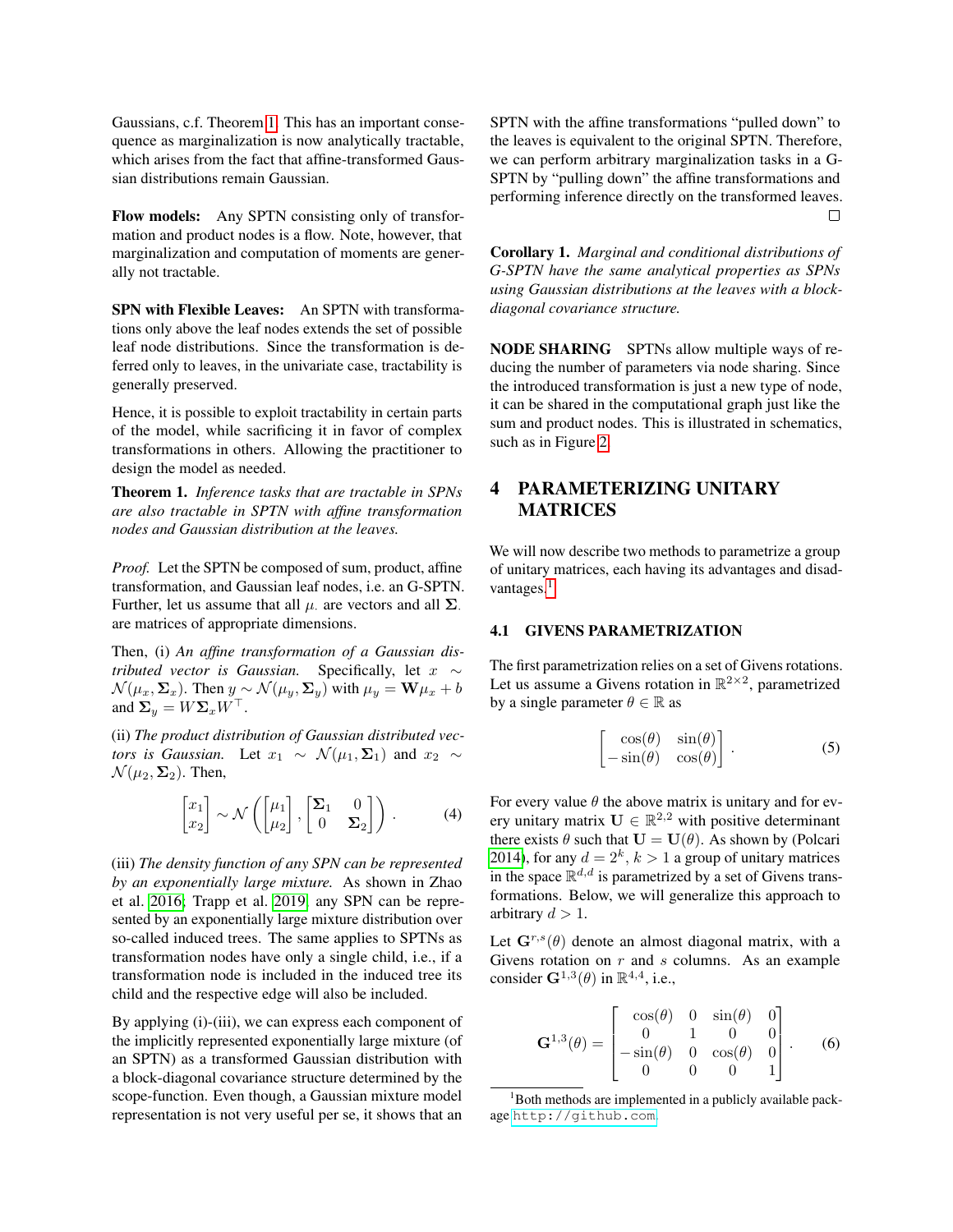Gaussians, c.f. Theorem 1. This has an important consequence as marginalization is now analytically tractable, which arises from the fact that affine-transformed Gaussian distributions remain Gaussian.

**Flow models:** Any SPTN consisting only of transformation and product nodes is a flow. Note, however, that marginalization and computation of moments are generally not tractable.

**SPN with Flexible Leaves:** An SPTN with transformations only above the leaf nodes extends the set of possible leaf node distributions. Since the transformation is deferred only to leaves, in the univariate case, tractability is generally preserved.

Hence, it is possible to exploit tractability in certain parts of the model, while sacrificing it in favor of complex transformations in others. Allowing the practitioner to design the model as needed.

**Theorem 1.** *Inference tasks that are tractable in SPNs are also tractable in SPTN with affine transformation nodes and Gaussian distribution at the leaves.*

*Proof.* Let the SPTN be composed of sum, product, affine transformation, and Gaussian leaf nodes, i.e. an G-SPTN. Further, let us assume that all $\mu_\cdot$ are vectors and all $\mathbf{\Sigma}_\cdot$ are matrices of appropriate dimensions.

Then, (i) *An affine transformation of a Gaussian distributed vector is Gaussian.* Specifically, let $x \sim \mathcal{N}(\mu_x, \mathbf{\Sigma}_x)$. Then $y \sim \mathcal{N}(\mu_y, \mathbf{\Sigma}_y)$ with $\mu_y = \mathbf{W}\mu_x + b$ and $\mathbf{\Sigma}_y = W\mathbf{\Sigma}_x W^\top$.

(ii) *The product distribution of Gaussian distributed vectors is Gaussian.* Let $x_1 \sim \mathcal{N}(\mu_1, \mathbf{\Sigma}_1)$ and $x_2 \sim \mathcal{N}(\mu_2, \mathbf{\Sigma}_2)$. Then,

$$
\begin{bmatrix} x_1 \\ x_2 \end{bmatrix} \sim \mathcal{N}\left( \begin{bmatrix} \mu_1 \\ \mu_2 \end{bmatrix}, \begin{bmatrix} \mathbf{\Sigma}_1 & 0 \\ 0 & \mathbf{\Sigma}_2 \end{bmatrix} \right). \tag{4}
$$

(iii) *The density function of any SPN can be represented by an exponentially large mixture.* As shown in Zhao et al. 2016; Trapp et al. 2019 any SPN can be represented by an exponentially large mixture distribution over so-called induced trees. The same applies to SPTNs as transformation nodes have only a single child, i.e., if a transformation node is included in the induced tree its child and the respective edge will also be included.

By applying (i)-(iii), we can express each component of the implicitly represented exponentially large mixture (of an SPTN) as a transformed Gaussian distribution with a block-diagonal covariance structure determined by the scope-function. Even though, a Gaussian mixture model representation is not very useful per se, it shows that an SPTN with the affine transformations "pulled down" to the leaves is equivalent to the original SPTN. Therefore, we can perform arbitrary marginalization tasks in a G-SPTN by "pulling down" the affine transformations and performing inference directly on the transformed leaves. □

**Corollary 1.** *Marginal and conditional distributions of G-SPTN have the same analytical properties as SPNs using Gaussian distributions at the leaves with a block-diagonal covariance structure.*

**NODE SHARING** SPTNs allow multiple ways of reducing the number of parameters via node sharing. Since the introduced transformation is just a new type of node, it can be shared in the computational graph just like the sum and product nodes. This is illustrated in schematics, such as in Figure 2.

# 4 PARAMETERIZING UNITARY MATRICES

We will now describe two methods to parametrize a group of unitary matrices, each having its advantages and disadvantages.[1]

## 4.1 GIVENS PARAMETRIZATION

The first parametrization relies on a set of Givens rotations. Let us assume a Givens rotation in $\mathbb{R}^{2\times 2}$, parametrized by a single parameter $\theta \in \mathbb{R}$ as

$$
\begin{bmatrix} \cos(\theta) & \sin(\theta) \\ -\sin(\theta) & \cos(\theta) \end{bmatrix}. \tag{5}
$$

For every value $\theta$ the above matrix is unitary and for every unitary matrix $\mathbf{U} \in \mathbb{R}^{2,2}$ with positive determinant there exists $\theta$ such that $\mathbf{U} = \mathbf{U}(\theta)$. As shown by (Polcari 2014), for any $d = 2^k$, $k > 1$ a group of unitary matrices in the space $\mathbb{R}^{d,d}$ is parametrized by a set of Givens transformations. Below, we will generalize this approach to arbitrary $d > 1$.

Let $\mathbf{G}^{r,s}(\theta)$ denote an almost diagonal matrix, with a Givens rotation on $r$ and $s$ columns. As an example consider $\mathbf{G}^{1,3}(\theta)$ in $\mathbb{R}^{4,4}$, i.e.,

$$
\mathbf{G}^{1,3}(\theta) = \begin{bmatrix} \cos(\theta) & 0 & \sin(\theta) & 0 \\ 0 & 1 & 0 & 0 \\ -\sin(\theta) & 0 & \cos(\theta) & 0 \\ 0 & 0 & 0 & 1 \end{bmatrix}. \tag{6}
$$

[1] Both methods are implemented in a publicly available package http://github.com.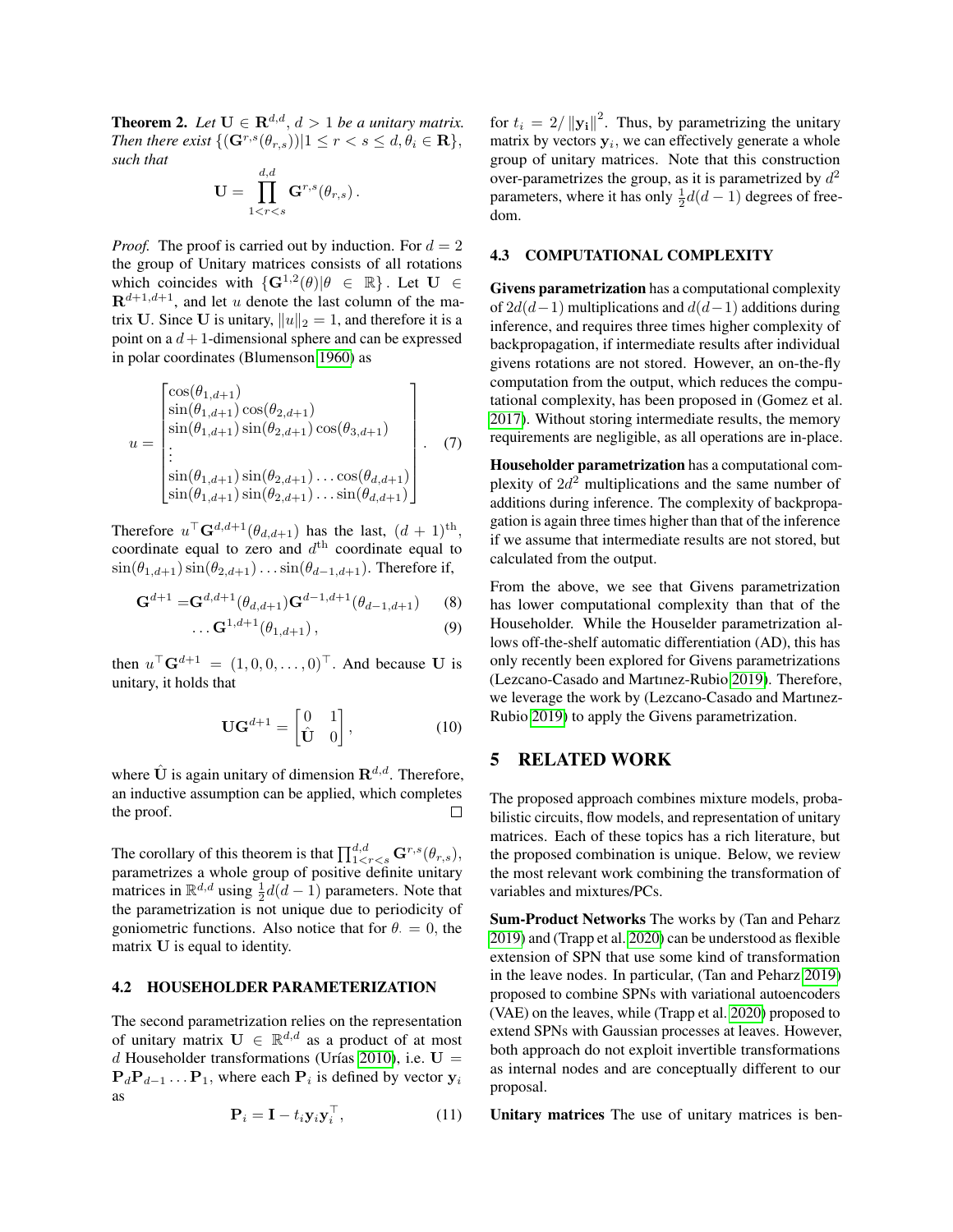**Theorem 2.** *Let $\mathbf{U} \in \mathbf{R}^{d,d}$, $d > 1$ be a unitary matrix. Then there exist $\{(\mathbf{G}^{r,s}(\theta_{r,s}))| 1 \leq r < s \leq d, \theta_i \in \mathbf{R}\}$, such that*

$$\mathbf{U} = \prod_{1<r<s}^{d,d} \mathbf{G}^{r,s}(\theta_{r,s})\,.$$

*Proof.* The proof is carried out by induction. For $d = 2$ the group of Unitary matrices consists of all rotations which coincides with $\{\mathbf{G}^{1,2}(\theta)|\theta \in \mathbb{R}\}$. Let $\mathbf{U} \in \mathbf{R}^{d+1,d+1}$, and let $u$ denote the last column of the matrix $\mathbf{U}$. Since $\mathbf{U}$ is unitary, $\|u\|_2 = 1$, and therefore it is a point on a $d+1$-dimensional sphere and can be expressed in polar coordinates (Blumenson 1960) as

$$u = \begin{bmatrix} \cos(\theta_{1,d+1}) \\ \sin(\theta_{1,d+1})\cos(\theta_{2,d+1}) \\ \sin(\theta_{1,d+1})\sin(\theta_{2,d+1})\cos(\theta_{3,d+1}) \\ \vdots \\ \sin(\theta_{1,d+1})\sin(\theta_{2,d+1})\ldots\cos(\theta_{d,d+1}) \\ \sin(\theta_{1,d+1})\sin(\theta_{2,d+1})\ldots\sin(\theta_{d,d+1}) \end{bmatrix}. \quad (7)$$

Therefore $u^\top \mathbf{G}^{d,d+1}(\theta_{d,d+1})$ has the last, $(d+1)^{\text{th}}$, coordinate equal to zero and $d^{\text{th}}$ coordinate equal to $\sin(\theta_{1,d+1})\sin(\theta_{2,d+1})\ldots\sin(\theta_{d-1,d+1})$. Therefore if,

$$\mathbf{G}^{d+1} = \mathbf{G}^{d,d+1}(\theta_{d,d+1})\mathbf{G}^{d-1,d+1}(\theta_{d-1,d+1}) \quad (8)$$

$$\ldots \mathbf{G}^{1,d+1}(\theta_{1,d+1})\,, \quad (9)$$

then $u^\top \mathbf{G}^{d+1} = (1, 0, 0, \ldots, 0)^\top$. And because $\mathbf{U}$ is unitary, it holds that

$$\mathbf{U}\mathbf{G}^{d+1} = \begin{bmatrix} 0 & 1 \\ \hat{\mathbf{U}} & 0 \end{bmatrix}, \quad (10)$$

where $\hat{\mathbf{U}}$ is again unitary of dimension $\mathbf{R}^{d,d}$. Therefore, an inductive assumption can be applied, which completes the proof. □

The corollary of this theorem is that $\prod_{1<r<s}^{d,d} \mathbf{G}^{r,s}(\theta_{r,s})$, parametrizes a whole group of positive definite unitary matrices in $\mathbb{R}^{d,d}$ using $\frac{1}{2}d(d-1)$ parameters. Note that the parametrization is not unique due to periodicity of goniometric functions. Also notice that for $\theta_\cdot = 0$, the matrix $\mathbf{U}$ is equal to identity.

### 4.2 HOUSEHOLDER PARAMETERIZATION

The second parametrization relies on the representation of unitary matrix $\mathbf{U} \in \mathbb{R}^{d,d}$ as a product of at most $d$ Householder transformations (Urías 2010), i.e. $\mathbf{U} = \mathbf{P}_d\mathbf{P}_{d-1}\ldots\mathbf{P}_1$, where each $\mathbf{P}_i$ is defined by vector $\mathbf{y}_i$ as

$$\mathbf{P}_i = \mathbf{I} - t_i \mathbf{y}_i \mathbf{y}_i^\top, \quad (11)$$

for $t_i = 2/\left\|\mathbf{y_i}\right\|^2$. Thus, by parametrizing the unitary matrix by vectors $\mathbf{y}_i$, we can effectively generate a whole group of unitary matrices. Note that this construction over-parametrizes the group, as it is parametrized by $d^2$ parameters, where it has only $\frac{1}{2}d(d-1)$ degrees of freedom.

### 4.3 COMPUTATIONAL COMPLEXITY

**Givens parametrization** has a computational complexity of $2d(d-1)$ multiplications and $d(d-1)$ additions during inference, and requires three times higher complexity of backpropagation, if intermediate results after individual givens rotations are not stored. However, an on-the-fly computation from the output, which reduces the computational complexity, has been proposed in (Gomez et al. 2017). Without storing intermediate results, the memory requirements are negligible, as all operations are in-place.

**Householder parametrization** has a computational complexity of $2d^2$ multiplications and the same number of additions during inference. The complexity of backpropagation is again three times higher than that of the inference if we assume that intermediate results are not stored, but calculated from the output.

From the above, we see that Givens parametrization has lower computational complexity than that of the Householder. While the Houselder parametrization allows off-the-shelf automatic differentiation (AD), this has only recently been explored for Givens parametrizations (Lezcano-Casado and Martınez-Rubio 2019). Therefore, we leverage the work by (Lezcano-Casado and Martınez-Rubio 2019) to apply the Givens parametrization.

## 5 RELATED WORK

The proposed approach combines mixture models, probabilistic circuits, flow models, and representation of unitary matrices. Each of these topics has a rich literature, but the proposed combination is unique. Below, we review the most relevant work combining the transformation of variables and mixtures/PCs.

**Sum-Product Networks** The works by (Tan and Peharz 2019) and (Trapp et al. 2020) can be understood as flexible extension of SPN that use some kind of transformation in the leave nodes. In particular, (Tan and Peharz 2019) proposed to combine SPNs with variational autoencoders (VAE) on the leaves, while (Trapp et al. 2020) proposed to extend SPNs with Gaussian processes at leaves. However, both approach do not exploit invertible transformations as internal nodes and are conceptually different to our proposal.

**Unitary matrices** The use of unitary matrices is ben-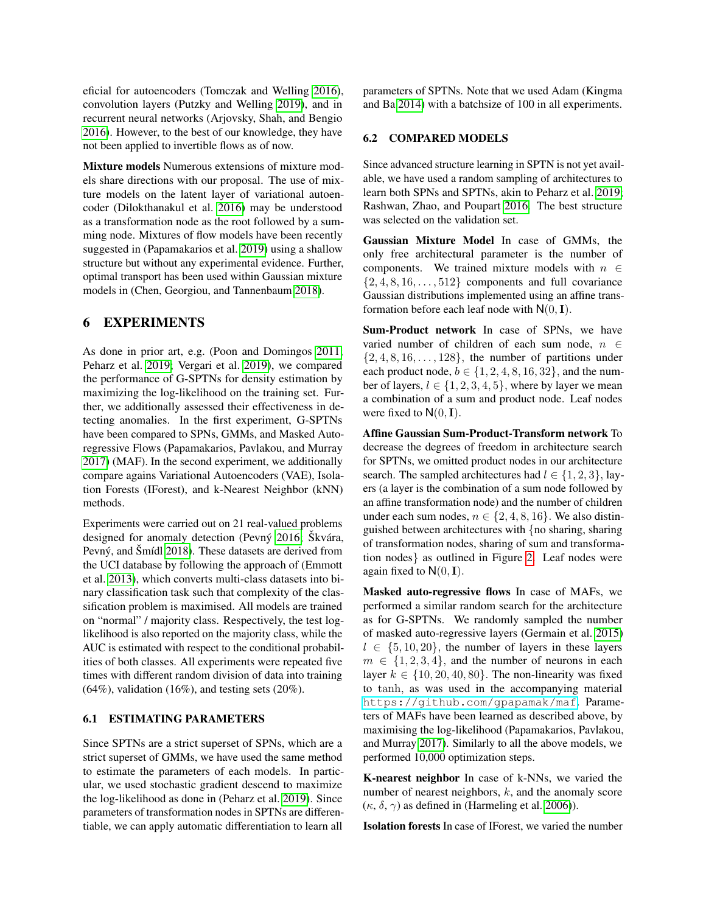eficial for autoencoders (Tomczak and Welling 2016), convolution layers (Putzky and Welling 2019), and in recurrent neural networks (Arjovsky, Shah, and Bengio 2016). However, to the best of our knowledge, they have not been applied to invertible flows as of now.

**Mixture models** Numerous extensions of mixture models share directions with our proposal. The use of mixture models on the latent layer of variational autoencoder (Dilokthanakul et al. 2016) may be understood as a transformation node as the root followed by a summing node. Mixtures of flow models have been recently suggested in (Papamakarios et al. 2019) using a shallow structure but without any experimental evidence. Further, optimal transport has been used within Gaussian mixture models in (Chen, Georgiou, and Tannenbaum 2018).

# 6 EXPERIMENTS

As done in prior art, e.g. (Poon and Domingos 2011; Peharz et al. 2019; Vergari et al. 2019), we compared the performance of G-SPTNs for density estimation by maximizing the log-likelihood on the training set. Further, we additionally assessed their effectiveness in detecting anomalies. In the first experiment, G-SPTNs have been compared to SPNs, GMMs, and Masked Autoregressive Flows (Papamakarios, Pavlakou, and Murray 2017) (MAF). In the second experiment, we additionally compare agains Variational Autoencoders (VAE), Isolation Forests (IForest), and k-Nearest Neighbor (kNN) methods.

Experiments were carried out on 21 real-valued problems designed for anomaly detection (Pevný 2016; Škvára, Pevný, and Šmídl 2018). These datasets are derived from the UCI database by following the approach of (Emmott et al. 2013), which converts multi-class datasets into binary classification task such that complexity of the classification problem is maximised. All models are trained on "normal" / majority class. Respectively, the test log-likelihood is also reported on the majority class, while the AUC is estimated with respect to the conditional probabilities of both classes. All experiments were repeated five times with different random division of data into training (64%), validation (16%), and testing sets (20%).

## 6.1 ESTIMATING PARAMETERS

Since SPTNs are a strict superset of SPNs, which are a strict superset of GMMs, we have used the same method to estimate the parameters of each models. In particular, we used stochastic gradient descend to maximize the log-likelihood as done in (Peharz et al. 2019). Since parameters of transformation nodes in SPTNs are differentiable, we can apply automatic differentiation to learn all parameters of SPTNs. Note that we used Adam (Kingma and Ba 2014) with a batchsize of 100 in all experiments.

## 6.2 COMPARED MODELS

Since advanced structure learning in SPTN is not yet available, we have used a random sampling of architectures to learn both SPNs and SPTNs, akin to Peharz et al. 2019; Rashwan, Zhao, and Poupart 2016. The best structure was selected on the validation set.

**Gaussian Mixture Model** In case of GMMs, the only free architectural parameter is the number of components. We trained mixture models with $n \in \{2, 4, 8, 16, \ldots, 512\}$ components and full covariance Gaussian distributions implemented using an affine transformation before each leaf node with $\mathsf{N}(0, \mathbf{I})$.

**Sum-Product network** In case of SPNs, we have varied number of children of each sum node, $n \in \{2, 4, 8, 16, \ldots, 128\}$, the number of partitions under each product node, $b \in \{1, 2, 4, 8, 16, 32\}$, and the number of layers, $l \in \{1, 2, 3, 4, 5\}$, where by layer we mean a combination of a sum and product node. Leaf nodes were fixed to $\mathsf{N}(0, \mathbf{I})$.

**Affine Gaussian Sum-Product-Transform network** To decrease the degrees of freedom in architecture search for SPTNs, we omitted product nodes in our architecture search. The sampled architectures had $l \in \{1, 2, 3\}$, layers (a layer is the combination of a sum node followed by an affine transformation node) and the number of children under each sum nodes, $n \in \{2, 4, 8, 16\}$. We also distinguished between architectures with {no sharing, sharing of transformation nodes, sharing of sum and transformation nodes} as outlined in Figure 2. Leaf nodes were again fixed to $\mathsf{N}(0, \mathbf{I})$.

**Masked auto-regressive flows** In case of MAFs, we performed a similar random search for the architecture as for G-SPTNs. We randomly sampled the number of masked auto-regressive layers (Germain et al. 2015) $l \in \{5, 10, 20\}$, the number of layers in these layers $m \in \{1, 2, 3, 4\}$, and the number of neurons in each layer $k \in \{10, 20, 40, 80\}$. The non-linearity was fixed to $\tanh$, as was used in the accompanying material `https://github.com/gpapamak/maf`. Parameters of MAFs have been learned as described above, by maximising the log-likelihood (Papamakarios, Pavlakou, and Murray 2017). Similarly to all the above models, we performed 10,000 optimization steps.

**K-nearest neighbor** In case of k-NNs, we varied the number of nearest neighbors, $k$, and the anomaly score ($\kappa$, $\delta$, $\gamma$) as defined in (Harmeling et al. 2006)).

**Isolation forests** In case of IForest, we varied the number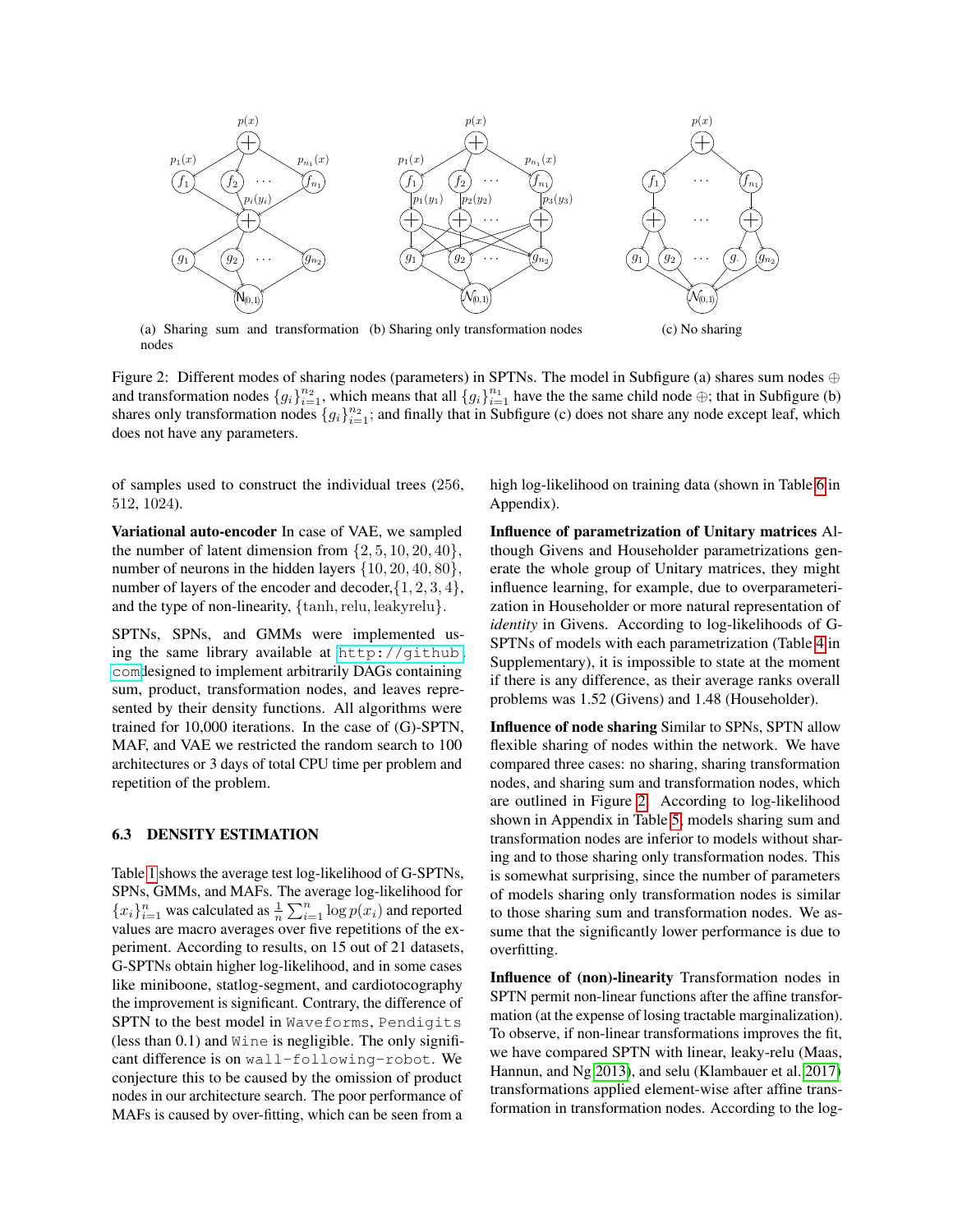(a) Sharing sum and transformation nodes (b) Sharing only transformation nodes (c) No sharing

Figure 2: Different modes of sharing nodes (parameters) in SPTNs. The model in Subfigure (a) shares sum nodes $\oplus$ and transformation nodes $\{g_i\}_{i=1}^{n_2}$, which means that all $\{g_i\}_{i=1}^{n_1}$ have the the same child node $\oplus$; that in Subfigure (b) shares only transformation nodes $\{g_i\}_{i=1}^{n_2}$; and finally that in Subfigure (c) does not share any node except leaf, which does not have any parameters.

of samples used to construct the individual trees (256, 512, 1024).

**Variational auto-encoder** In case of VAE, we sampled the number of latent dimension from $\{2, 5, 10, 20, 40\}$, number of neurons in the hidden layers $\{10, 20, 40, 80\}$, number of layers of the encoder and decoder, $\{1, 2, 3, 4\}$, and the type of non-linearity, $\{\tanh, \text{relu}, \text{leakyrelu}\}$.

SPTNs, SPNs, and GMMs were implemented using the same library available at `http://github.com` designed to implement arbitrarily DAGs containing sum, product, transformation nodes, and leaves represented by their density functions. All algorithms were trained for 10,000 iterations. In the case of (G)-SPTN, MAF, and VAE we restricted the random search to 100 architectures or 3 days of total CPU time per problem and repetition of the problem.

### 6.3 DENSITY ESTIMATION

Table 1 shows the average test log-likelihood of G-SPTNs, SPNs, GMMs, and MAFs. The average log-likelihood for $\{x_i\}_{i=1}^{n}$ was calculated as $\frac{1}{n}\sum_{i=1}^{n} \log p(x_i)$ and reported values are macro averages over five repetitions of the experiment. According to results, on 15 out of 21 datasets, G-SPTNs obtain higher log-likelihood, and in some cases like miniboone, statlog-segment, and cardiotocography the improvement is significant. Contrary, the difference of SPTN to the best model in `Waveforms`, `Pendigits` (less than 0.1) and `Wine` is negligible. The only significant difference is on `wall-following-robot`. We conjecture this to be caused by the omission of product nodes in our architecture search. The poor performance of MAFs is caused by over-fitting, which can be seen from a high log-likelihood on training data (shown in Table 6 in Appendix).

**Influence of parametrization of Unitary matrices** Although Givens and Householder parametrizations generate the whole group of Unitary matrices, they might influence learning, for example, due to overparameterization in Householder or more natural representation of *identity* in Givens. According to log-likelihoods of G-SPTNs of models with each parametrization (Table 4 in Supplementary), it is impossible to state at the moment if there is any difference, as their average ranks overall problems was 1.52 (Givens) and 1.48 (Householder).

**Influence of node sharing** Similar to SPNs, SPTN allow flexible sharing of nodes within the network. We have compared three cases: no sharing, sharing transformation nodes, and sharing sum and transformation nodes, which are outlined in Figure 2. According to log-likelihood shown in Appendix in Table 5, models sharing sum and transformation nodes are inferior to models without sharing and to those sharing only transformation nodes. This is somewhat surprising, since the number of parameters of models sharing only transformation nodes is similar to those sharing sum and transformation nodes. We assume that the significantly lower performance is due to overfitting.

**Influence of (non)-linearity** Transformation nodes in SPTN permit non-linear functions after the affine transformation (at the expense of losing tractable marginalization). To observe, if non-linear transformations improves the fit, we have compared SPTN with linear, leaky-relu (Maas, Hannun, and Ng 2013), and selu (Klambauer et al. 2017) transformations applied element-wise after affine transformation in transformation nodes. According to the log-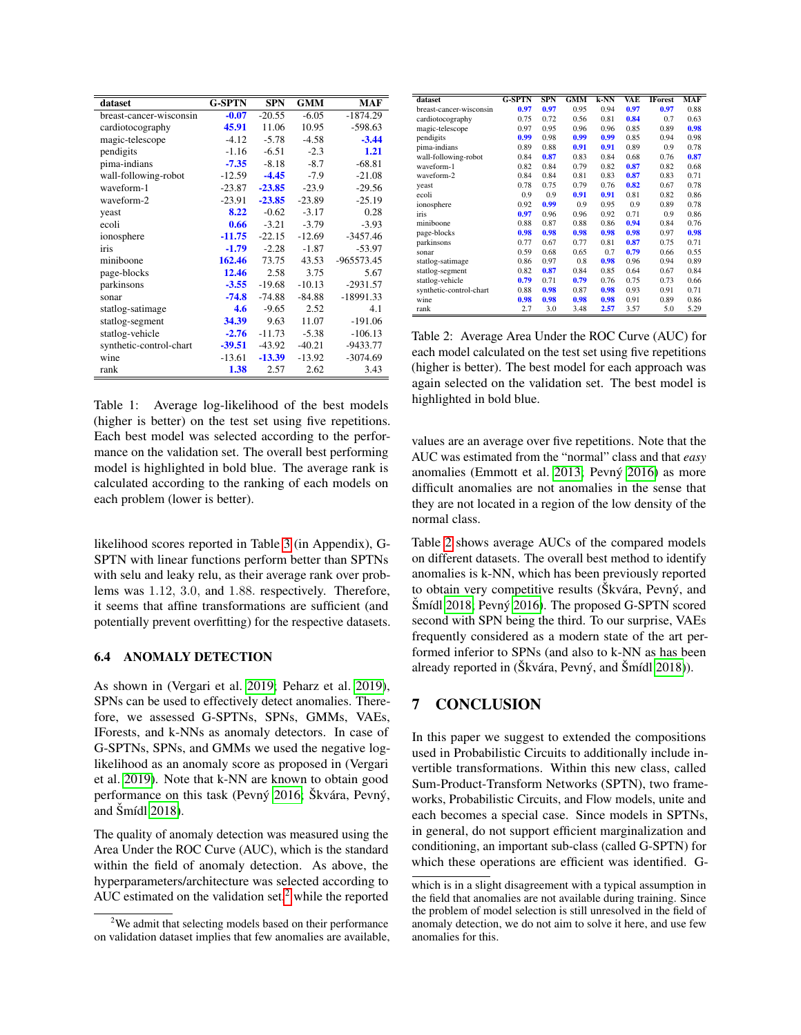| dataset | G-SPTN | SPN | GMM | MAF |
|---|---|---|---|---|
| breast-cancer-wisconsin | **-0.07** | -20.55 | -6.05 | -1874.29 |
| cardiotocography | **45.91** | 11.06 | 10.95 | -598.63 |
| magic-telescope | -4.12 | -5.78 | -4.58 | **-3.44** |
| pendigits | -1.16 | -6.51 | -2.3 | **1.21** |
| pima-indians | **-7.35** | -8.18 | -8.7 | -68.81 |
| wall-following-robot | -12.59 | **-4.45** | -7.9 | -21.08 |
| waveform-1 | -23.87 | **-23.85** | -23.9 | -29.56 |
| waveform-2 | -23.91 | **-23.85** | -23.89 | -25.19 |
| yeast | **8.22** | -0.62 | -3.17 | 0.28 |
| ecoli | **0.66** | -3.21 | -3.79 | -3.93 |
| ionosphere | **-11.75** | -22.15 | -12.69 | -3457.46 |
| iris | **-1.79** | -2.28 | -1.87 | -53.97 |
| miniboone | **162.46** | 73.75 | 43.53 | -965573.45 |
| page-blocks | **12.46** | 2.58 | 3.75 | 5.67 |
| parkinsons | **-3.55** | -19.68 | -10.13 | -2931.57 |
| sonar | **-74.8** | -74.88 | -84.88 | -18991.33 |
| statlog-satimage | **4.6** | -9.65 | 2.52 | 4.1 |
| statlog-segment | **34.39** | 9.63 | 11.07 | -191.06 |
| statlog-vehicle | **-2.76** | -11.73 | -5.38 | -106.13 |
| synthetic-control-chart | **-39.51** | -43.92 | -40.21 | -9433.77 |
| wine | -13.61 | **-13.39** | -13.92 | -3074.69 |
| rank | **1.38** | 2.57 | 2.62 | 3.43 |

Table 1: Average log-likelihood of the best models (higher is better) on the test set using five repetitions. Each best model was selected according to the performance on the validation set. The overall best performing model is highlighted in bold blue. The average rank is calculated according to the ranking of each models on each problem (lower is better).

likelihood scores reported in Table 3 (in Appendix), G-SPTN with linear functions perform better than SPTNs with selu and leaky relu, as their average rank over problems was 1.12, 3.0, and 1.88. respectively. Therefore, it seems that affine transformations are sufficient (and potentially prevent overfitting) for the respective datasets.

### 6.4 ANOMALY DETECTION

As shown in (Vergari et al. 2019; Peharz et al. 2019), SPNs can be used to effectively detect anomalies. Therefore, we assessed G-SPTNs, SPNs, GMMs, VAEs, IForests, and k-NNs as anomaly detectors. In case of G-SPTNs, SPNs, and GMMs we used the negative log-likelihood as an anomaly score as proposed in (Vergari et al. 2019). Note that k-NN are known to obtain good performance on this task (Pevný 2016; Škvára, Pevný, and Šmídl 2018).

The quality of anomaly detection was measured using the Area Under the ROC Curve (AUC), which is the standard within the field of anomaly detection. As above, the hyperparameters/architecture was selected according to AUC estimated on the validation set,[2] while the reported

| dataset | G-SPTN | SPN | GMM | k-NN | VAE | IForest | MAF |
|---|---|---|---|---|---|---|---|
| breast-cancer-wisconsin | **0.97** | **0.97** | 0.95 | 0.94 | **0.97** | **0.97** | 0.88 |
| cardiotocography | 0.75 | 0.72 | 0.56 | 0.81 | **0.84** | 0.7 | 0.63 |
| magic-telescope | 0.97 | 0.95 | 0.96 | 0.96 | 0.85 | 0.89 | **0.98** |
| pendigits | **0.99** | 0.98 | **0.99** | **0.99** | 0.85 | 0.94 | 0.98 |
| pima-indians | 0.89 | 0.88 | **0.91** | **0.91** | 0.89 | 0.9 | 0.78 |
| wall-following-robot | 0.84 | **0.87** | 0.83 | 0.84 | 0.68 | 0.76 | **0.87** |
| waveform-1 | 0.82 | 0.84 | 0.79 | 0.82 | **0.87** | 0.82 | 0.68 |
| waveform-2 | 0.84 | 0.84 | 0.81 | 0.83 | **0.87** | 0.83 | 0.71 |
| yeast | 0.78 | 0.75 | 0.79 | 0.76 | **0.82** | 0.67 | 0.78 |
| ecoli | 0.9 | 0.9 | **0.91** | **0.91** | 0.81 | 0.82 | 0.86 |
| ionosphere | 0.92 | **0.99** | 0.9 | 0.95 | 0.9 | 0.89 | 0.78 |
| iris | **0.97** | 0.96 | 0.96 | 0.92 | 0.71 | 0.9 | 0.86 |
| miniboone | 0.88 | 0.87 | 0.88 | 0.86 | **0.94** | 0.84 | 0.76 |
| page-blocks | **0.98** | **0.98** | **0.98** | **0.98** | **0.98** | 0.97 | **0.98** |
| parkinsons | 0.77 | 0.67 | 0.77 | 0.81 | **0.87** | 0.75 | 0.71 |
| sonar | 0.59 | 0.68 | 0.65 | 0.7 | **0.79** | 0.66 | 0.55 |
| statlog-satimage | 0.86 | 0.97 | 0.8 | **0.98** | 0.96 | 0.94 | 0.89 |
| statlog-segment | 0.82 | **0.87** | 0.84 | 0.85 | 0.64 | 0.67 | 0.84 |
| statlog-vehicle | **0.79** | 0.71 | **0.79** | 0.76 | 0.75 | 0.73 | 0.66 |
| synthetic-control-chart | 0.88 | **0.98** | 0.87 | **0.98** | 0.93 | 0.91 | 0.71 |
| wine | **0.98** | **0.98** | **0.98** | **0.98** | 0.91 | 0.89 | 0.86 |
| rank | 2.7 | 3.0 | 3.48 | **2.57** | 3.57 | 5.0 | 5.29 |

Table 2: Average Area Under the ROC Curve (AUC) for each model calculated on the test set using five repetitions (higher is better). The best model for each approach was again selected on the validation set. The best model is highlighted in bold blue.

values are an average over five repetitions. Note that the AUC was estimated from the "normal" class and that *easy* anomalies (Emmott et al. 2013; Pevný 2016) as more difficult anomalies are not anomalies in the sense that they are not located in a region of the low density of the normal class.

Table 2 shows average AUCs of the compared models on different datasets. The overall best method to identify anomalies is k-NN, which has been previously reported to obtain very competitive results (Škvára, Pevný, and Šmídl 2018; Pevný 2016). The proposed G-SPTN scored second with SPN being the third. To our surprise, VAEs frequently considered as a modern state of the art performed inferior to SPNs (and also to k-NN as has been already reported in (Škvára, Pevný, and Šmídl 2018)).

## 7 CONCLUSION

In this paper we suggest to extended the compositions used in Probabilistic Circuits to additionally include invertible transformations. Within this new class, called Sum-Product-Transform Networks (SPTN), two frameworks, Probabilistic Circuits, and Flow models, unite and each becomes a special case. Since models in SPTNs, in general, do not support efficient marginalization and conditioning, an important sub-class (called G-SPTN) for which these operations are efficient was identified. G-

[2] We admit that selecting models based on their performance on validation dataset implies that few anomalies are available, which is in a slight disagreement with a typical assumption in the field that anomalies are not available during training. Since the problem of model selection is still unresolved in the field of anomaly detection, we do not aim to solve it here, and use few anomalies for this.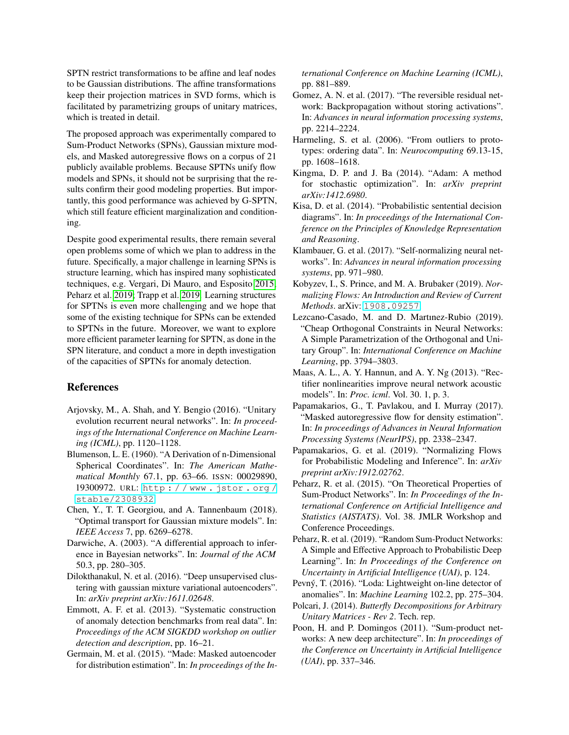SPTN restrict transformations to be affine and leaf nodes to be Gaussian distributions. The affine transformations keep their projection matrices in SVD forms, which is facilitated by parametrizing groups of unitary matrices, which is treated in detail.

The proposed approach was experimentally compared to Sum-Product Networks (SPNs), Gaussian mixture models, and Masked autoregressive flows on a corpus of 21 publicly available problems. Because SPTNs unify flow models and SPNs, it should not be surprising that the results confirm their good modeling properties. But importantly, this good performance was achieved by G-SPTN, which still feature efficient marginalization and conditioning.

Despite good experimental results, there remain several open problems some of which we plan to address in the future. Specifically, a major challenge in learning SPNs is structure learning, which has inspired many sophisticated techniques, e.g. Vergari, Di Mauro, and Esposito 2015; Peharz et al. 2019; Trapp et al. 2019. Learning structures for SPTNs is even more challenging and we hope that some of the existing technique for SPNs can be extended to SPTNs in the future. Moreover, we want to explore more efficient parameter learning for SPTN, as done in the SPN literature, and conduct a more in depth investigation of the capacities of SPTNs for anomaly detection.

## References

Arjovsky, M., A. Shah, and Y. Bengio (2016). "Unitary evolution recurrent neural networks". In: *In proceedings of the International Conference on Machine Learning (ICML)*, pp. 1120–1128.

Blumenson, L. E. (1960). "A Derivation of n-Dimensional Spherical Coordinates". In: *The American Mathematical Monthly* 67.1, pp. 63–66. ISSN: 00029890, 19300972. URL: http://www.jstor.org/stable/2308932.

Chen, Y., T. T. Georgiou, and A. Tannenbaum (2018). "Optimal transport for Gaussian mixture models". In: *IEEE Access* 7, pp. 6269–6278.

Darwiche, A. (2003). "A differential approach to inference in Bayesian networks". In: *Journal of the ACM* 50.3, pp. 280–305.

Dilokthanakul, N. et al. (2016). "Deep unsupervised clustering with gaussian mixture variational autoencoders". In: *arXiv preprint arXiv:1611.02648*.

Emmott, A. F. et al. (2013). "Systematic construction of anomaly detection benchmarks from real data". In: *Proceedings of the ACM SIGKDD workshop on outlier detection and description*, pp. 16–21.

Germain, M. et al. (2015). "Made: Masked autoencoder for distribution estimation". In: *In proceedings of the International Conference on Machine Learning (ICML)*, pp. 881–889.

Gomez, A. N. et al. (2017). "The reversible residual network: Backpropagation without storing activations". In: *Advances in neural information processing systems*, pp. 2214–2224.

Harmeling, S. et al. (2006). "From outliers to prototypes: ordering data". In: *Neurocomputing* 69.13-15, pp. 1608–1618.

Kingma, D. P. and J. Ba (2014). "Adam: A method for stochastic optimization". In: *arXiv preprint arXiv:1412.6980*.

Kisa, D. et al. (2014). "Probabilistic sentential decision diagrams". In: *In proceedings of the International Conference on the Principles of Knowledge Representation and Reasoning*.

Klambauer, G. et al. (2017). "Self-normalizing neural networks". In: *Advances in neural information processing systems*, pp. 971–980.

Kobyzev, I., S. Prince, and M. A. Brubaker (2019). *Normalizing Flows: An Introduction and Review of Current Methods*. arXiv: 1908.09257.

Lezcano-Casado, M. and D. Martınez-Rubio (2019). "Cheap Orthogonal Constraints in Neural Networks: A Simple Parametrization of the Orthogonal and Unitary Group". In: *International Conference on Machine Learning*, pp. 3794–3803.

Maas, A. L., A. Y. Hannun, and A. Y. Ng (2013). "Rectifier nonlinearities improve neural network acoustic models". In: *Proc. icml*. Vol. 30. 1, p. 3.

Papamakarios, G., T. Pavlakou, and I. Murray (2017). "Masked autoregressive flow for density estimation". In: *In proceedings of Advances in Neural Information Processing Systems (NeurIPS)*, pp. 2338–2347.

Papamakarios, G. et al. (2019). "Normalizing Flows for Probabilistic Modeling and Inference". In: *arXiv preprint arXiv:1912.02762*.

Peharz, R. et al. (2015). "On Theoretical Properties of Sum-Product Networks". In: *In Proceedings of the International Conference on Artificial Intelligence and Statistics (AISTATS)*. Vol. 38. JMLR Workshop and Conference Proceedings.

Peharz, R. et al. (2019). "Random Sum-Product Networks: A Simple and Effective Approach to Probabilistic Deep Learning". In: *In Proceedings of the Conference on Uncertainty in Artificial Intelligence (UAI)*, p. 124.

Pevný, T. (2016). "Loda: Lightweight on-line detector of anomalies". In: *Machine Learning* 102.2, pp. 275–304.

Polcari, J. (2014). *Butterfly Decompositions for Arbitrary Unitary Matrices - Rev 2*. Tech. rep.

Poon, H. and P. Domingos (2011). "Sum-product networks: A new deep architecture". In: *In proceedings of the Conference on Uncertainty in Artificial Intelligence (UAI)*, pp. 337–346.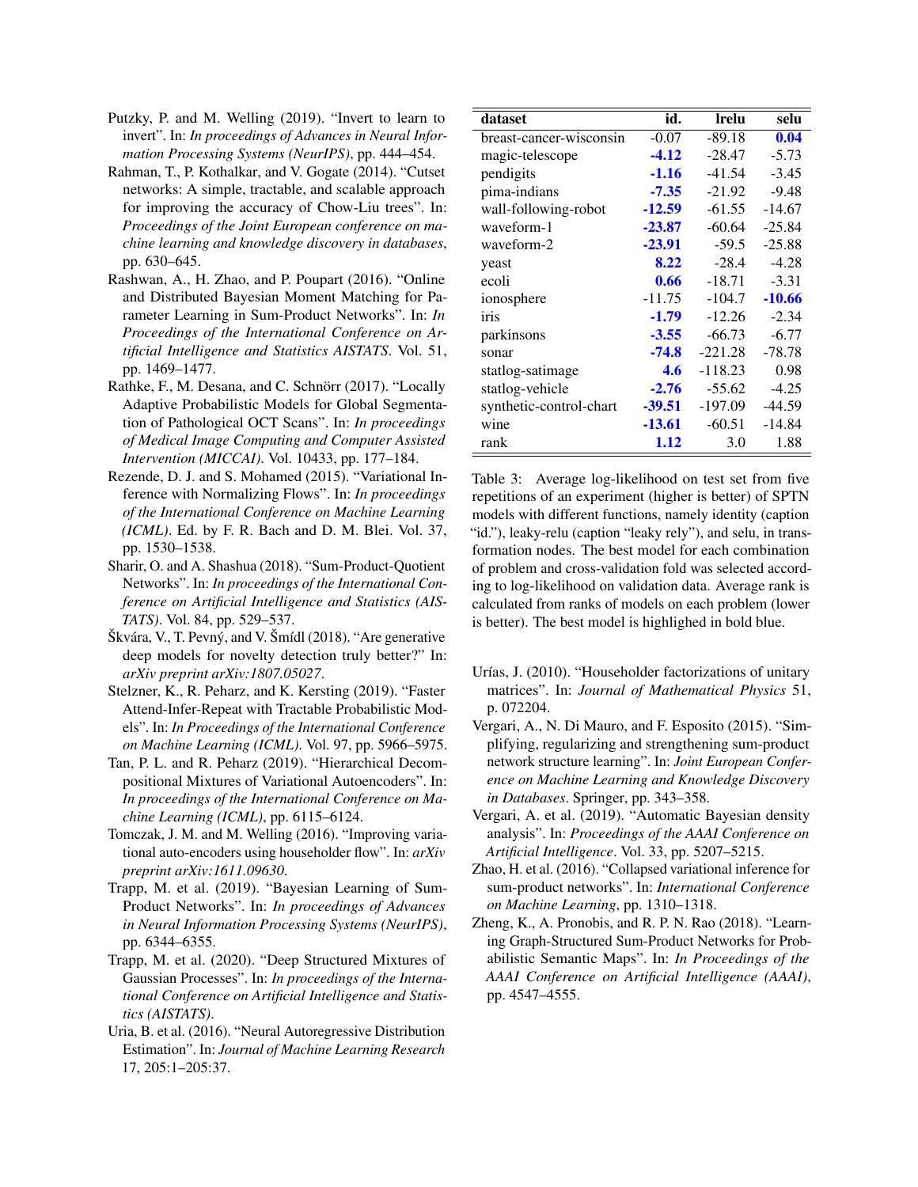Putzky, P. and M. Welling (2019). "Invert to learn to invert". In: *In proceedings of Advances in Neural Information Processing Systems (NeurIPS)*, pp. 444–454.

Rahman, T., P. Kothalkar, and V. Gogate (2014). "Cutset networks: A simple, tractable, and scalable approach for improving the accuracy of Chow-Liu trees". In: *Proceedings of the Joint European conference on machine learning and knowledge discovery in databases*, pp. 630–645.

Rashwan, A., H. Zhao, and P. Poupart (2016). "Online and Distributed Bayesian Moment Matching for Parameter Learning in Sum-Product Networks". In: *In Proceedings of the International Conference on Artificial Intelligence and Statistics AISTATS*. Vol. 51, pp. 1469–1477.

Rathke, F., M. Desana, and C. Schnörr (2017). "Locally Adaptive Probabilistic Models for Global Segmentation of Pathological OCT Scans". In: *In proceedings of Medical Image Computing and Computer Assisted Intervention (MICCAI)*. Vol. 10433, pp. 177–184.

Rezende, D. J. and S. Mohamed (2015). "Variational Inference with Normalizing Flows". In: *In proceedings of the International Conference on Machine Learning (ICML)*. Ed. by F. R. Bach and D. M. Blei. Vol. 37, pp. 1530–1538.

Sharir, O. and A. Shashua (2018). "Sum-Product-Quotient Networks". In: *In proceedings of the International Conference on Artificial Intelligence and Statistics (AISTATS)*. Vol. 84, pp. 529–537.

Škvára, V., T. Pevný, and V. Šmídl (2018). "Are generative deep models for novelty detection truly better?" In: *arXiv preprint arXiv:1807.05027*.

Stelzner, K., R. Peharz, and K. Kersting (2019). "Faster Attend-Infer-Repeat with Tractable Probabilistic Models". In: *In Proceedings of the International Conference on Machine Learning (ICML)*. Vol. 97, pp. 5966–5975.

Tan, P. L. and R. Peharz (2019). "Hierarchical Decompositional Mixtures of Variational Autoencoders". In: *In proceedings of the International Conference on Machine Learning (ICML)*, pp. 6115–6124.

Tomczak, J. M. and M. Welling (2016). "Improving variational auto-encoders using householder flow". In: *arXiv preprint arXiv:1611.09630*.

Trapp, M. et al. (2019). "Bayesian Learning of Sum-Product Networks". In: *In proceedings of Advances in Neural Information Processing Systems (NeurIPS)*, pp. 6344–6355.

Trapp, M. et al. (2020). "Deep Structured Mixtures of Gaussian Processes". In: *In proceedings of the International Conference on Artificial Intelligence and Statistics (AISTATS)*.

Uria, B. et al. (2016). "Neural Autoregressive Distribution Estimation". In: *Journal of Machine Learning Research* 17, 205:1–205:37.

| dataset | id. | lrelu | selu |
|---|---|---|---|
| breast-cancer-wisconsin | -0.07 | -89.18 | **0.04** |
| magic-telescope | **-4.12** | -28.47 | -5.73 |
| pendigits | **-1.16** | -41.54 | -3.45 |
| pima-indians | **-7.35** | -21.92 | -9.48 |
| wall-following-robot | **-12.59** | -61.55 | -14.67 |
| waveform-1 | **-23.87** | -60.64 | -25.84 |
| waveform-2 | **-23.91** | -59.5 | -25.88 |
| yeast | **8.22** | -28.4 | -4.28 |
| ecoli | **0.66** | -18.71 | -3.31 |
| ionosphere | -11.75 | -104.7 | **-10.66** |
| iris | **-1.79** | -12.26 | -2.34 |
| parkinsons | **-3.55** | -66.73 | -6.77 |
| sonar | **-74.8** | -221.28 | -78.78 |
| statlog-satimage | **4.6** | -118.23 | 0.98 |
| statlog-vehicle | **-2.76** | -55.62 | -4.25 |
| synthetic-control-chart | **-39.51** | -197.09 | -44.59 |
| wine | **-13.61** | -60.51 | -14.84 |
| rank | **1.12** | 3.0 | 1.88 |

Table 3: Average log-likelihood on test set from five repetitions of an experiment (higher is better) of SPTN models with different functions, namely identity (caption "id."), leaky-relu (caption "leaky rely"), and selu, in transformation nodes. The best model for each combination of problem and cross-validation fold was selected according to log-likelihood on validation data. Average rank is calculated from ranks of models on each problem (lower is better). The best model is highlighed in bold blue.

Urías, J. (2010). "Householder factorizations of unitary matrices". In: *Journal of Mathematical Physics* 51, p. 072204.

Vergari, A., N. Di Mauro, and F. Esposito (2015). "Simplifying, regularizing and strengthening sum-product network structure learning". In: *Joint European Conference on Machine Learning and Knowledge Discovery in Databases*. Springer, pp. 343–358.

Vergari, A. et al. (2019). "Automatic Bayesian density analysis". In: *Proceedings of the AAAI Conference on Artificial Intelligence*. Vol. 33, pp. 5207–5215.

Zhao, H. et al. (2016). "Collapsed variational inference for sum-product networks". In: *International Conference on Machine Learning*, pp. 1310–1318.

Zheng, K., A. Pronobis, and R. P. N. Rao (2018). "Learning Graph-Structured Sum-Product Networks for Probabilistic Semantic Maps". In: *In Proceedings of the AAAI Conference on Artificial Intelligence (AAAI)*, pp. 4547–4555.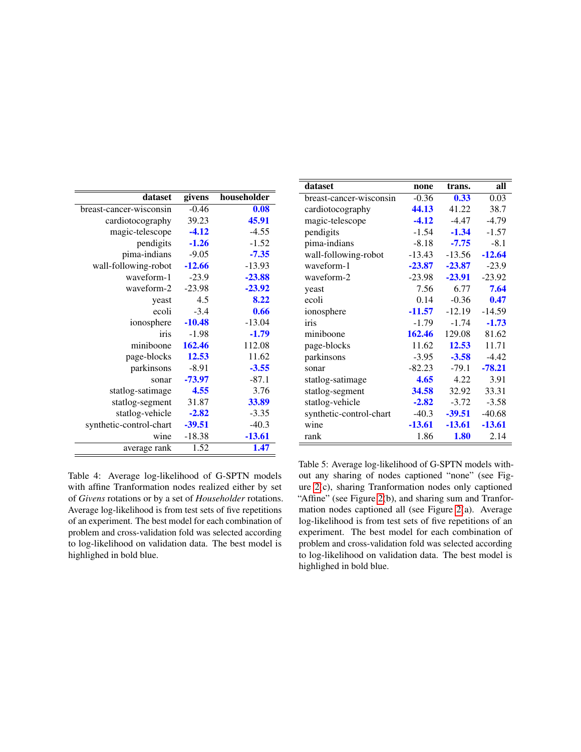| dataset | givens | householder |
|---|---|---|
| breast-cancer-wisconsin | -0.46 | **0.08** |
| cardiotocography | 39.23 | **45.91** |
| magic-telescope | **-4.12** | -4.55 |
| pendigits | **-1.26** | -1.52 |
| pima-indians | -9.05 | **-7.35** |
| wall-following-robot | **-12.66** | -13.93 |
| waveform-1 | -23.9 | **-23.88** |
| waveform-2 | -23.98 | **-23.92** |
| yeast | 4.5 | **8.22** |
| ecoli | -3.4 | **0.66** |
| ionosphere | **-10.48** | -13.04 |
| iris | -1.98 | **-1.79** |
| miniboone | **162.46** | 112.08 |
| page-blocks | **12.53** | 11.62 |
| parkinsons | -8.91 | **-3.55** |
| sonar | **-73.97** | -87.1 |
| statlog-satimage | **4.55** | 3.76 |
| statlog-segment | 31.87 | **33.89** |
| statlog-vehicle | **-2.82** | -3.35 |
| synthetic-control-chart | **-39.51** | -40.3 |
| wine | -18.38 | **-13.61** |
| average rank | 1.52 | **1.47** |

Table 4: Average log-likelihood of G-SPTN models with affine Tranformation nodes realized either by set of *Givens* rotations or by a set of *Householder* rotations. Average log-likelihood is from test sets of five repetitions of an experiment. The best model for each combination of problem and cross-validation fold was selected according to log-likelihood on validation data. The best model is highlighed in bold blue.

| dataset | none | trans. | all |
|---|---|---|---|
| breast-cancer-wisconsin | -0.36 | **0.33** | 0.03 |
| cardiotocography | **44.13** | 41.22 | 38.7 |
| magic-telescope | **-4.12** | -4.47 | -4.79 |
| pendigits | -1.54 | **-1.34** | -1.57 |
| pima-indians | -8.18 | **-7.75** | -8.1 |
| wall-following-robot | -13.43 | -13.56 | **-12.64** |
| waveform-1 | **-23.87** | **-23.87** | -23.9 |
| waveform-2 | -23.98 | **-23.91** | -23.92 |
| yeast | 7.56 | 6.77 | **7.64** |
| ecoli | 0.14 | -0.36 | **0.47** |
| ionosphere | **-11.57** | -12.19 | -14.59 |
| iris | -1.79 | -1.74 | **-1.73** |
| miniboone | **162.46** | 129.08 | 81.62 |
| page-blocks | 11.62 | **12.53** | 11.71 |
| parkinsons | -3.95 | **-3.58** | -4.42 |
| sonar | -82.23 | -79.1 | **-78.21** |
| statlog-satimage | **4.65** | 4.22 | 3.91 |
| statlog-segment | **34.58** | 32.92 | 33.31 |
| statlog-vehicle | **-2.82** | -3.72 | -3.58 |
| synthetic-control-chart | -40.3 | **-39.51** | -40.68 |
| wine | **-13.61** | **-13.61** | **-13.61** |
| rank | 1.86 | **1.80** | 2.14 |

Table 5: Average log-likelihood of G-SPTN models without any sharing of nodes captioned "none" (see Figure 2(c), sharing Tranformation nodes only captioned "Affine" (see Figure 2(b), and sharing sum and Tranformation nodes captioned all (see Figure 2(a). Average log-likelihood is from test sets of five repetitions of an experiment. The best model for each combination of problem and cross-validation fold was selected according to log-likelihood on validation data. The best model is highlighed in bold blue.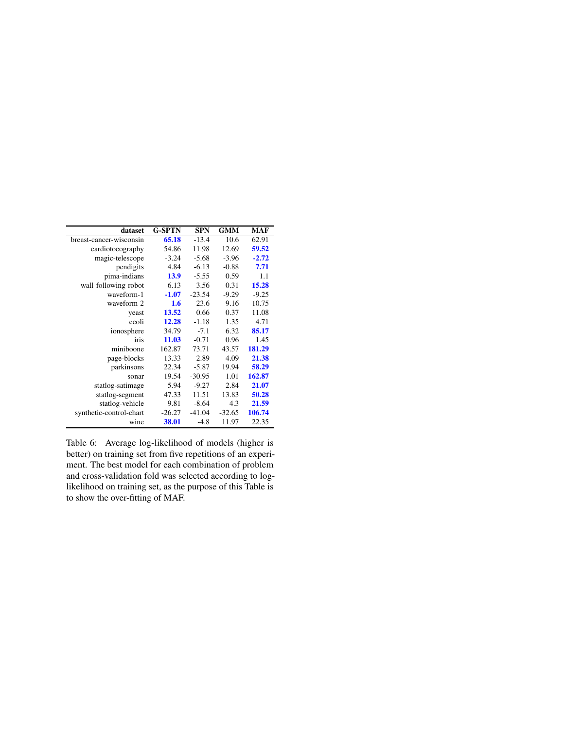| dataset | G-SPTN | SPN | GMM | MAF |
|---|---|---|---|---|
| breast-cancer-wisconsin | **65.18** | -13.4 | 10.6 | 62.91 |
| cardiotocography | 54.86 | 11.98 | 12.69 | **59.52** |
| magic-telescope | -3.24 | -5.68 | -3.96 | **-2.72** |
| pendigits | 4.84 | -6.13 | -0.88 | **7.71** |
| pima-indians | **13.9** | -5.55 | 0.59 | 1.1 |
| wall-following-robot | 6.13 | -3.56 | -0.31 | **15.28** |
| waveform-1 | **-1.07** | -23.54 | -9.29 | -9.25 |
| waveform-2 | **1.6** | -23.6 | -9.16 | -10.75 |
| yeast | **13.52** | 0.66 | 0.37 | 11.08 |
| ecoli | **12.28** | -1.18 | 1.35 | 4.71 |
| ionosphere | 34.79 | -7.1 | 6.32 | **85.17** |
| iris | **11.03** | -0.71 | 0.96 | 1.45 |
| miniboone | 162.87 | 73.71 | 43.57 | **181.29** |
| page-blocks | 13.33 | 2.89 | 4.09 | **21.38** |
| parkinsons | 22.34 | -5.87 | 19.94 | **58.29** |
| sonar | 19.54 | -30.95 | 1.01 | **162.87** |
| statlog-satimage | 5.94 | -9.27 | 2.84 | **21.07** |
| statlog-segment | 47.33 | 11.51 | 13.83 | **50.28** |
| statlog-vehicle | 9.81 | -8.64 | 4.3 | **21.59** |
| synthetic-control-chart | -26.27 | -41.04 | -32.65 | **106.74** |
| wine | **38.01** | -4.8 | 11.97 | 22.35 |

Table 6: Average log-likelihood of models (higher is better) on training set from five repetitions of an experiment. The best model for each combination of problem and cross-validation fold was selected according to log-likelihood on training set, as the purpose of this Table is to show the over-fitting of MAF.